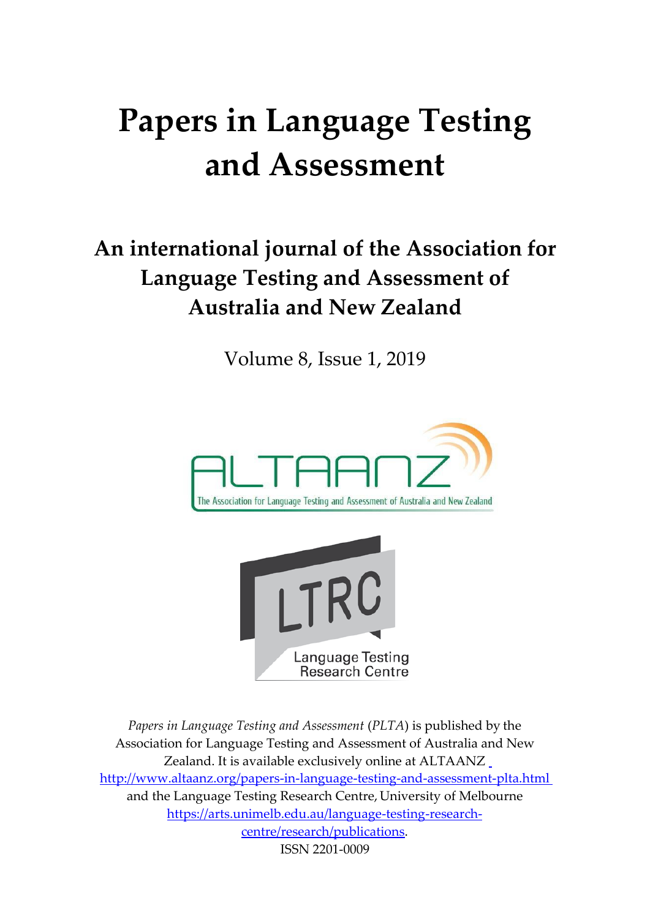# Papers in Language Testing and Assessment

## An international journal of the Association for Language Testing and Assessment of Australia and New Zealand

Volume 8, Issue 1, 2019

ALTAANZ

The Association for Language Testing and Assessment of Australia and New Zealand

LTRC

Language Testing Research Centre

*Papers in Language Testing and Assessment* (*PLTA*) is published by the Association for Language Testing and Assessment of Australia and New Zealand. It is available exclusively online at ALTAANZ http://www.altaanz.org/papers-in-language-testing-and-assessment-plta.html and the Language Testing Research Centre, University of Melbourne https://arts.unimelb.edu.au/language-testing-research-centre/research/publications.

ISSN 2201-0009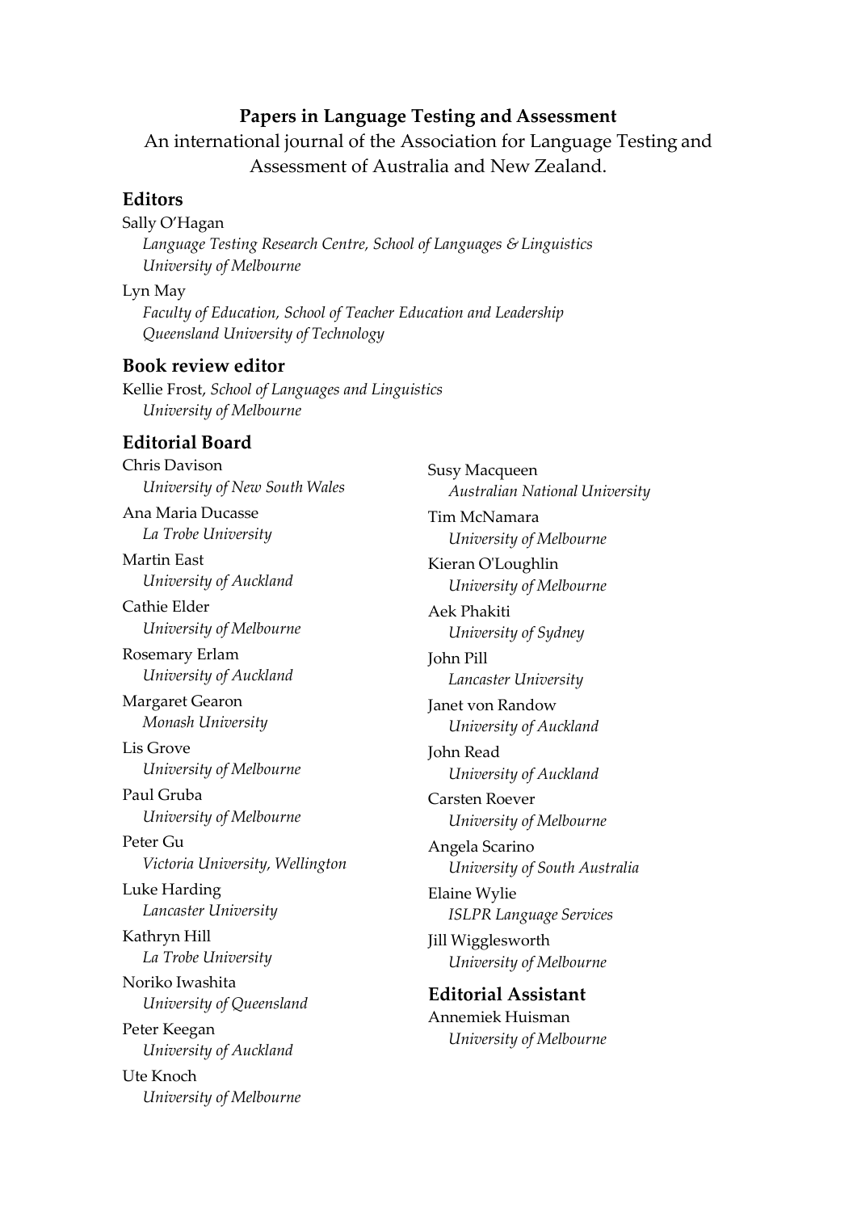**Papers in Language Testing and Assessment**

An international journal of the Association for Language Testing and Assessment of Australia and New Zealand.

## Editors

Sally O'Hagan
*Language Testing Research Centre, School of Languages & Linguistics*
*University of Melbourne*

Lyn May
*Faculty of Education, School of Teacher Education and Leadership*
*Queensland University of Technology*

## Book review editor

Kellie Frost, *School of Languages and Linguistics*
*University of Melbourne*

## Editorial Board

Chris Davison
*University of New South Wales*

Ana Maria Ducasse
*La Trobe University*

Martin East
*University of Auckland*

Cathie Elder
*University of Melbourne*

Rosemary Erlam
*University of Auckland*

Margaret Gearon
*Monash University*

Lis Grove
*University of Melbourne*

Paul Gruba
*University of Melbourne*

Peter Gu
*Victoria University, Wellington*

Luke Harding
*Lancaster University*

Kathryn Hill
*La Trobe University*

Noriko Iwashita
*University of Queensland*

Peter Keegan
*University of Auckland*

Ute Knoch
*University of Melbourne*

Susy Macqueen
*Australian National University*

Tim McNamara
*University of Melbourne*

Kieran O'Loughlin
*University of Melbourne*

Aek Phakiti
*University of Sydney*

John Pill
*Lancaster University*

Janet von Randow
*University of Auckland*

John Read
*University of Auckland*

Carsten Roever
*University of Melbourne*

Angela Scarino
*University of South Australia*

Elaine Wylie
*ISLPR Language Services*

Jill Wigglesworth
*University of Melbourne*

## Editorial Assistant

Annemiek Huisman
*University of Melbourne*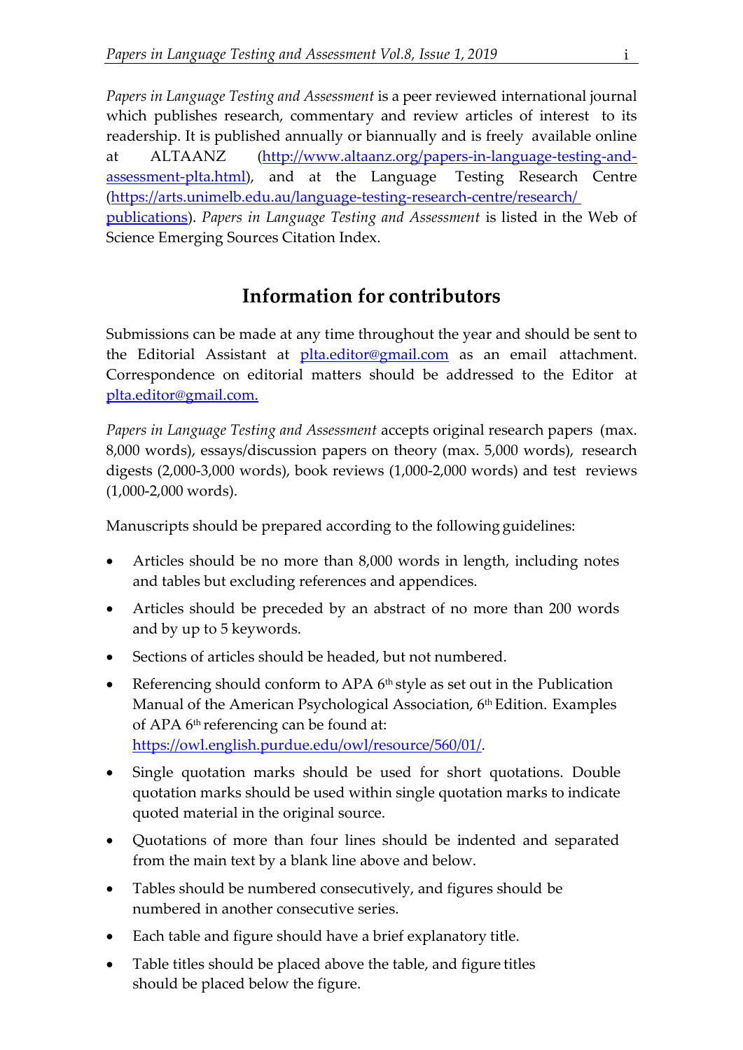*Papers in Language Testing and Assessment* is a peer reviewed international journal which publishes research, commentary and review articles of interest to its readership. It is published annually or biannually and is freely available online at ALTAANZ (http://www.altaanz.org/papers-in-language-testing-and-assessment-plta.html), and at the Language Testing Research Centre (https://arts.unimelb.edu.au/language-testing-centre/research/publications). *Papers in Language Testing and Assessment* is listed in the Web of Science Emerging Sources Citation Index.

## Information for contributors

Submissions can be made at any time throughout the year and should be sent to the Editorial Assistant at plta.editor@gmail.com as an email attachment. Correspondence on editorial matters should be addressed to the Editor at plta.editor@gmail.com.

*Papers in Language Testing and Assessment* accepts original research papers (max. 8,000 words), essays/discussion papers on theory (max. 5,000 words), research digests (2,000-3,000 words), book reviews (1,000-2,000 words) and test reviews (1,000-2,000 words).

Manuscripts should be prepared according to the following guidelines:

- Articles should be no more than 8,000 words in length, including notes and tables but excluding references and appendices.
- Articles should be preceded by an abstract of no more than 200 words and by up to 5 keywords.
- Sections of articles should be headed, but not numbered.
- Referencing should conform to APA 6th style as set out in the Publication Manual of the American Psychological Association, 6th Edition. Examples of APA 6th referencing can be found at: https://owl.english.purdue.edu/owl/resource/560/01/.
- Single quotation marks should be used for short quotations. Double quotation marks should be used within single quotation marks to indicate quoted material in the original source.
- Quotations of more than four lines should be indented and separated from the main text by a blank line above and below.
- Tables should be numbered consecutively, and figures should be numbered in another consecutive series.
- Each table and figure should have a brief explanatory title.
- Table titles should be placed above the table, and figure titles should be placed below the figure.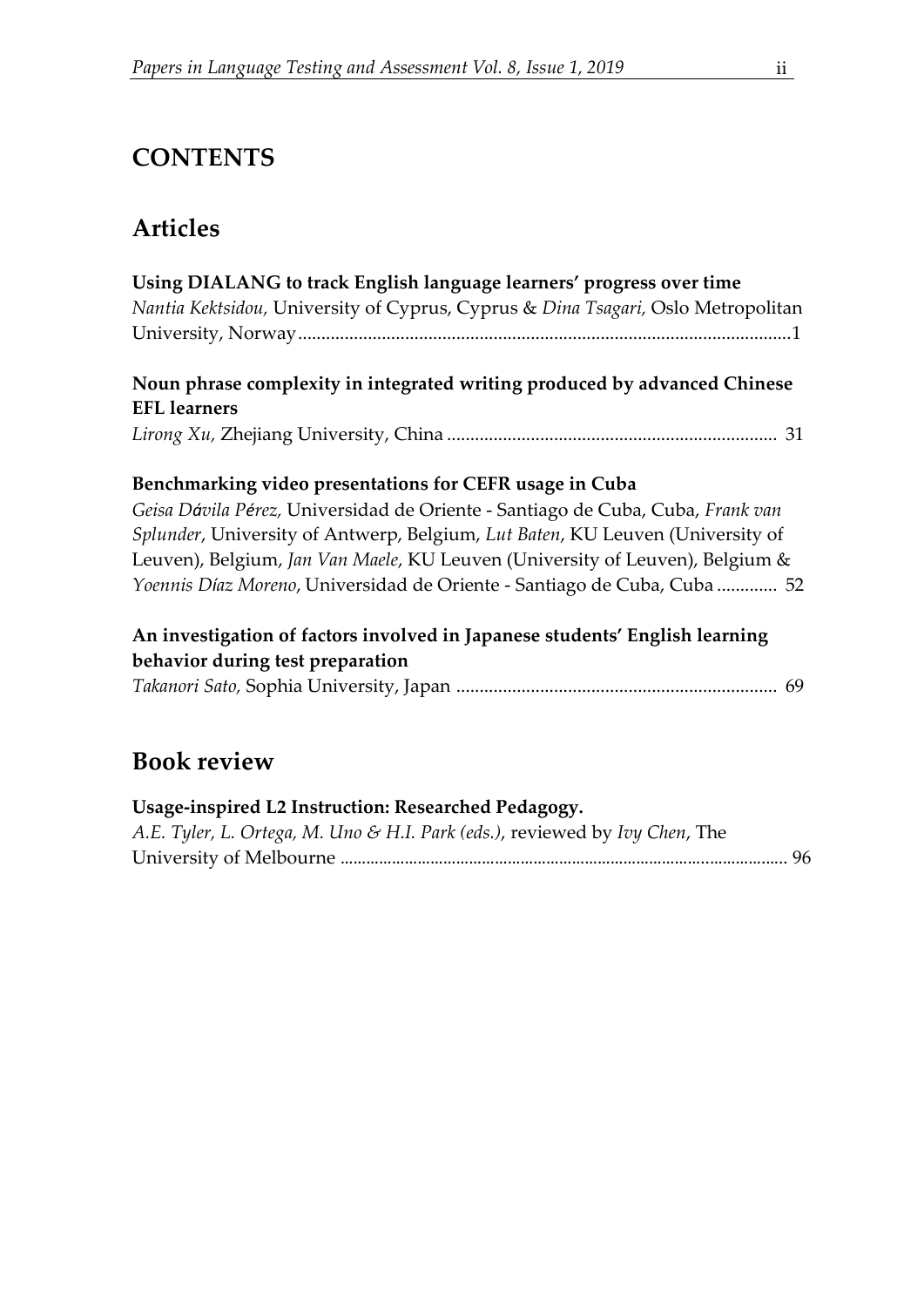# CONTENTS

## Articles

**Using DIALANG to track English language learners' progress over time**
*Nantia Kektsidou,* University of Cyprus, Cyprus & *Dina Tsagari,* Oslo Metropolitan University, Norway..........................................................................................................1

**Noun phrase complexity in integrated writing produced by advanced Chinese EFL learners**
*Lirong Xu,* Zhejiang University, China ....................................................................... 31

**Benchmarking video presentations for CEFR usage in Cuba**
*Geisa Dávila Pérez,* Universidad de Oriente - Santiago de Cuba, Cuba, *Frank van Splunder*, University of Antwerp, Belgium, *Lut Baten*, KU Leuven (University of Leuven), Belgium, *Jan Van Maele*, KU Leuven (University of Leuven), Belgium & *Yoennis Díaz Moreno*, Universidad de Oriente - Santiago de Cuba, Cuba ............. 52

**An investigation of factors involved in Japanese students' English learning behavior during test preparation**
*Takanori Sato,* Sophia University, Japan ..................................................................... 69

## Book review

**Usage-inspired L2 Instruction: Researched Pedagogy.**
*A.E. Tyler, L. Ortega, M. Uno & H.I. Park (eds.)*, reviewed by *Ivy Chen*, The University of Melbourne ...................................................................................................... 96